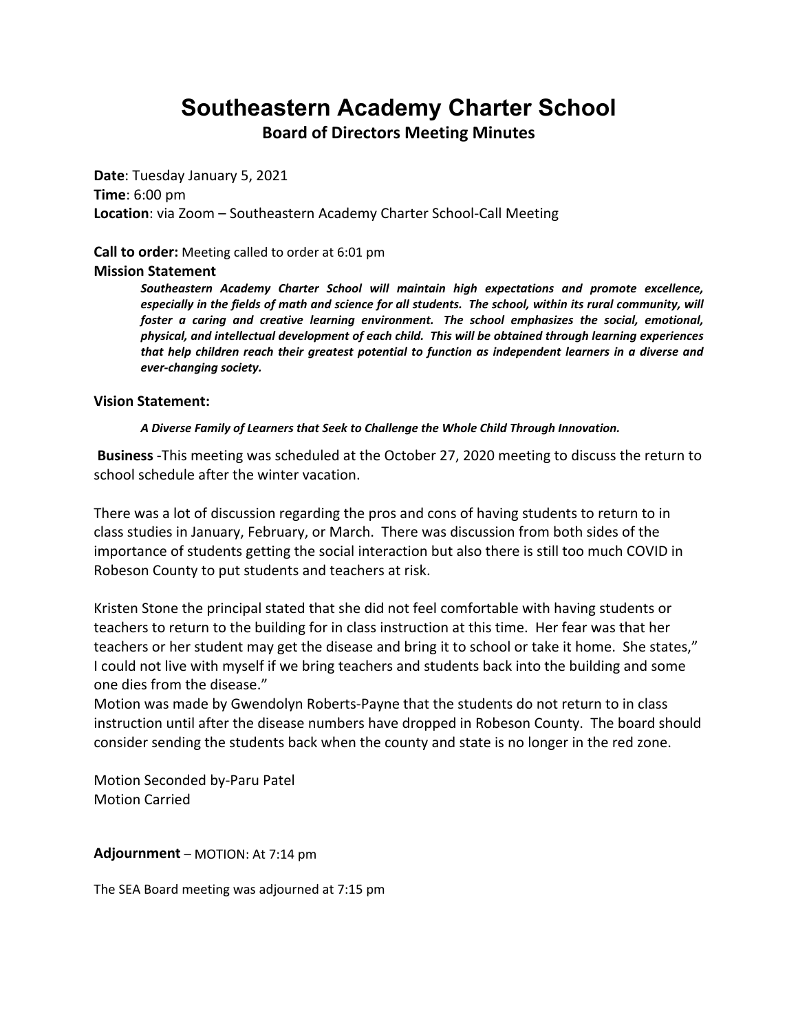# Southeastern Academy Charter School

## Board of Directors Meeting Minutes

**Date**: Tuesday January 5, 2021
**Time**: 6:00 pm
**Location**: via Zoom – Southeastern Academy Charter School-Call Meeting

**Call to order:** Meeting called to order at 6:01 pm

**Mission Statement**

> ***Southeastern Academy Charter School will maintain high expectations and promote excellence, especially in the fields of math and science for all students. The school, within its rural community, will foster a caring and creative learning environment. The school emphasizes the social, emotional, physical, and intellectual development of each child. This will be obtained through learning experiences that help children reach their greatest potential to function as independent learners in a diverse and ever-changing society.***

**Vision Statement:**

> ***A Diverse Family of Learners that Seek to Challenge the Whole Child Through Innovation.***

**Business** -This meeting was scheduled at the October 27, 2020 meeting to discuss the return to school schedule after the winter vacation.

There was a lot of discussion regarding the pros and cons of having students to return to in class studies in January, February, or March. There was discussion from both sides of the importance of students getting the social interaction but also there is still too much COVID in Robeson County to put students and teachers at risk.

Kristen Stone the principal stated that she did not feel comfortable with having students or teachers to return to the building for in class instruction at this time. Her fear was that her teachers or her student may get the disease and bring it to school or take it home. She states," I could not live with myself if we bring teachers and students back into the building and some one dies from the disease."

Motion was made by Gwendolyn Roberts-Payne that the students do not return to in class instruction until after the disease numbers have dropped in Robeson County. The board should consider sending the students back when the county and state is no longer in the red zone.

Motion Seconded by-Paru Patel
Motion Carried

**Adjournment** – MOTION: At 7:14 pm

The SEA Board meeting was adjourned at 7:15 pm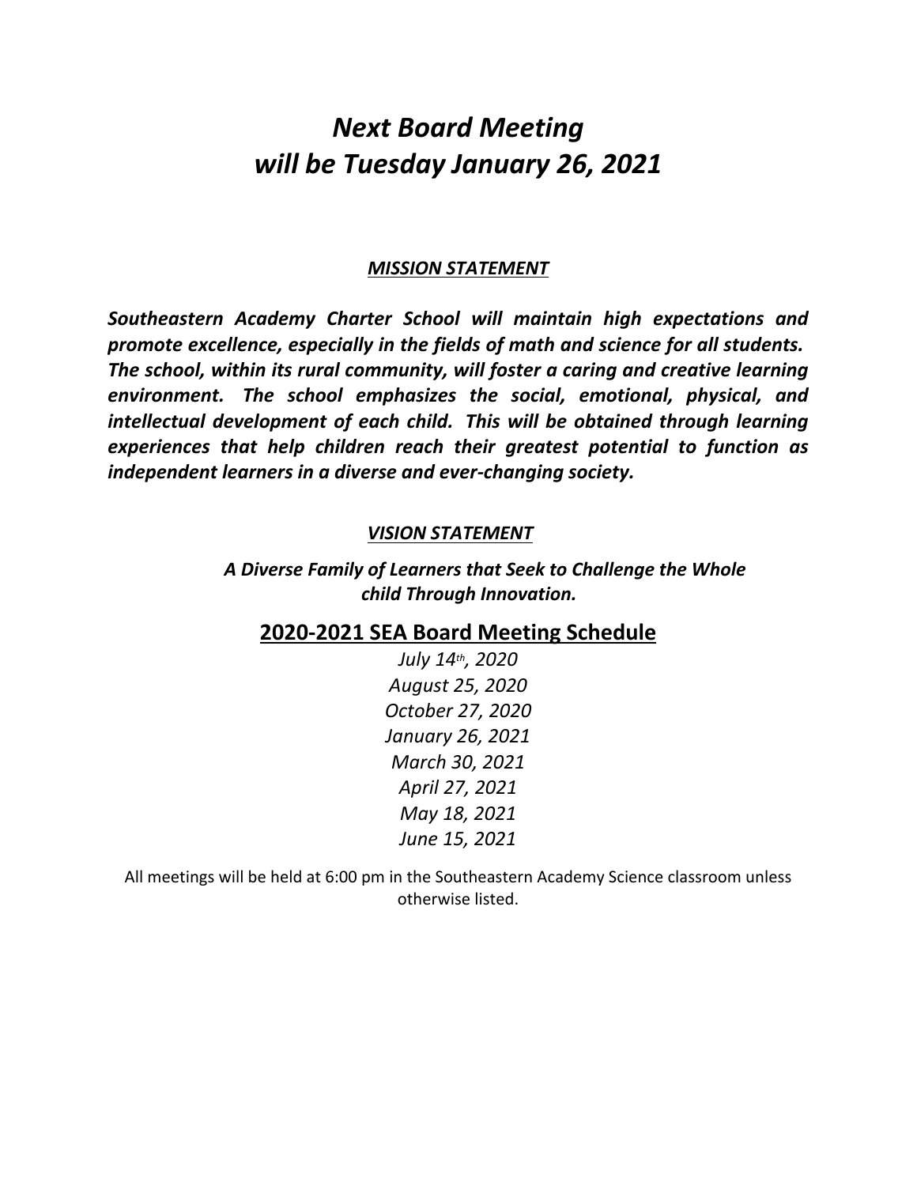# *Next Board Meeting will be Tuesday January 26, 2021*

***MISSION STATEMENT***

***Southeastern Academy Charter School will maintain high expectations and promote excellence, especially in the fields of math and science for all students. The school, within its rural community, will foster a caring and creative learning environment. The school emphasizes the social, emotional, physical, and intellectual development of each child. This will be obtained through learning experiences that help children reach their greatest potential to function as independent learners in a diverse and ever-changing society.***

***VISION STATEMENT***

***A Diverse Family of Learners that Seek to Challenge the Whole child Through Innovation.***

## 2020-2021 SEA Board Meeting Schedule

*July 14th, 2020*
*August 25, 2020*
*October 27, 2020*
*January 26, 2021*
*March 30, 2021*
*April 27, 2021*
*May 18, 2021*
*June 15, 2021*

All meetings will be held at 6:00 pm in the Southeastern Academy Science classroom unless otherwise listed.